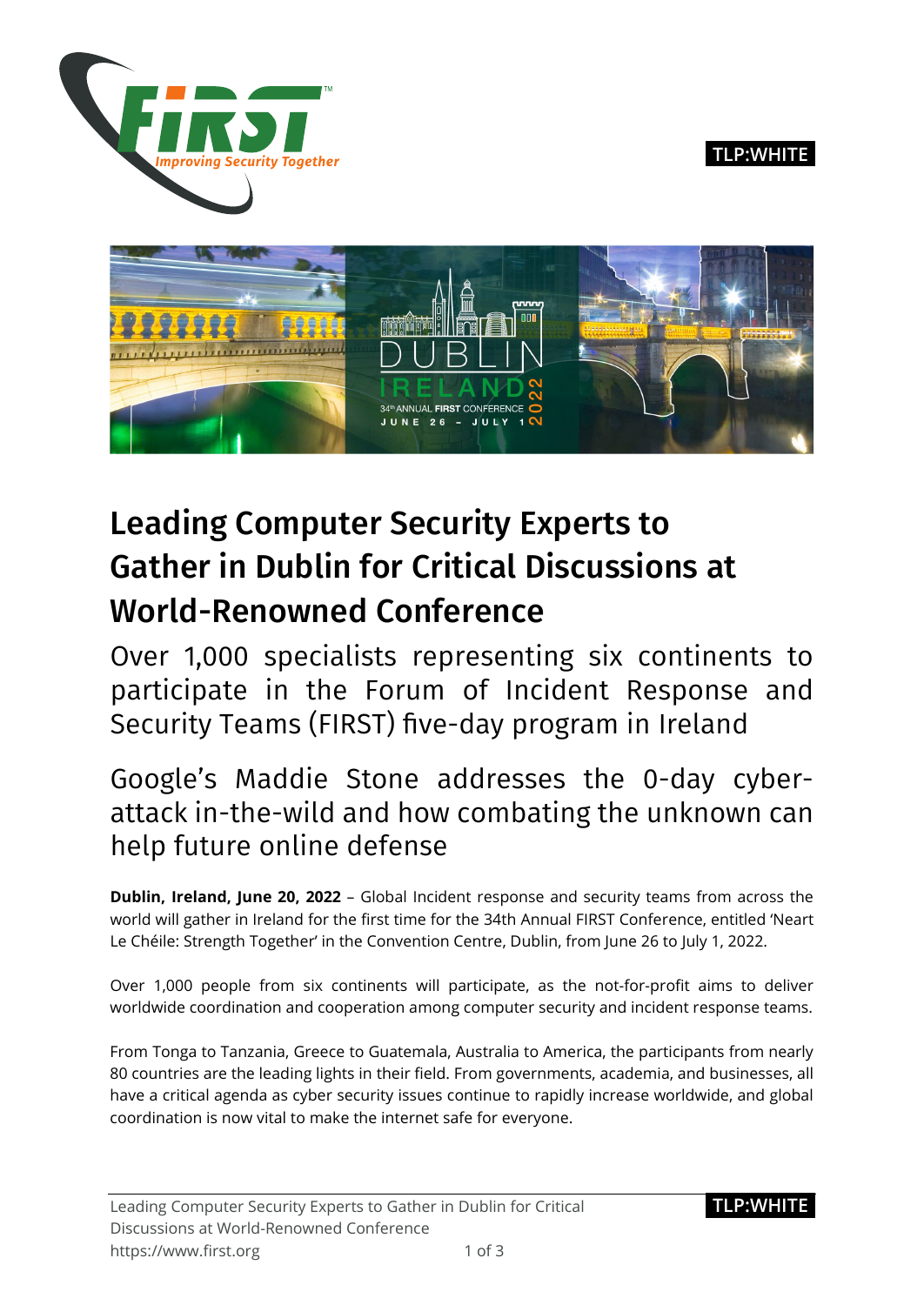TLP:WHITE

# Leading Computer Security Experts to Gather in Dublin for Critical Discussions at World-Renowned Conference

## Over 1,000 specialists representing six continents to participate in the Forum of Incident Response and Security Teams (FIRST) five-day program in Ireland

## Google's Maddie Stone addresses the 0-day cyber-attack in-the-wild and how combating the unknown can help future online defense

**Dublin, Ireland, June 20, 2022** – Global Incident response and security teams from across the world will gather in Ireland for the first time for the 34th Annual FIRST Conference, entitled 'Neart Le Chéile: Strength Together' in the Convention Centre, Dublin, from June 26 to July 1, 2022.

Over 1,000 people from six continents will participate, as the not-for-profit aims to deliver worldwide coordination and cooperation among computer security and incident response teams.

From Tonga to Tanzania, Greece to Guatemala, Australia to America, the participants from nearly 80 countries are the leading lights in their field. From governments, academia, and businesses, all have a critical agenda as cyber security issues continue to rapidly increase worldwide, and global coordination is now vital to make the internet safe for everyone.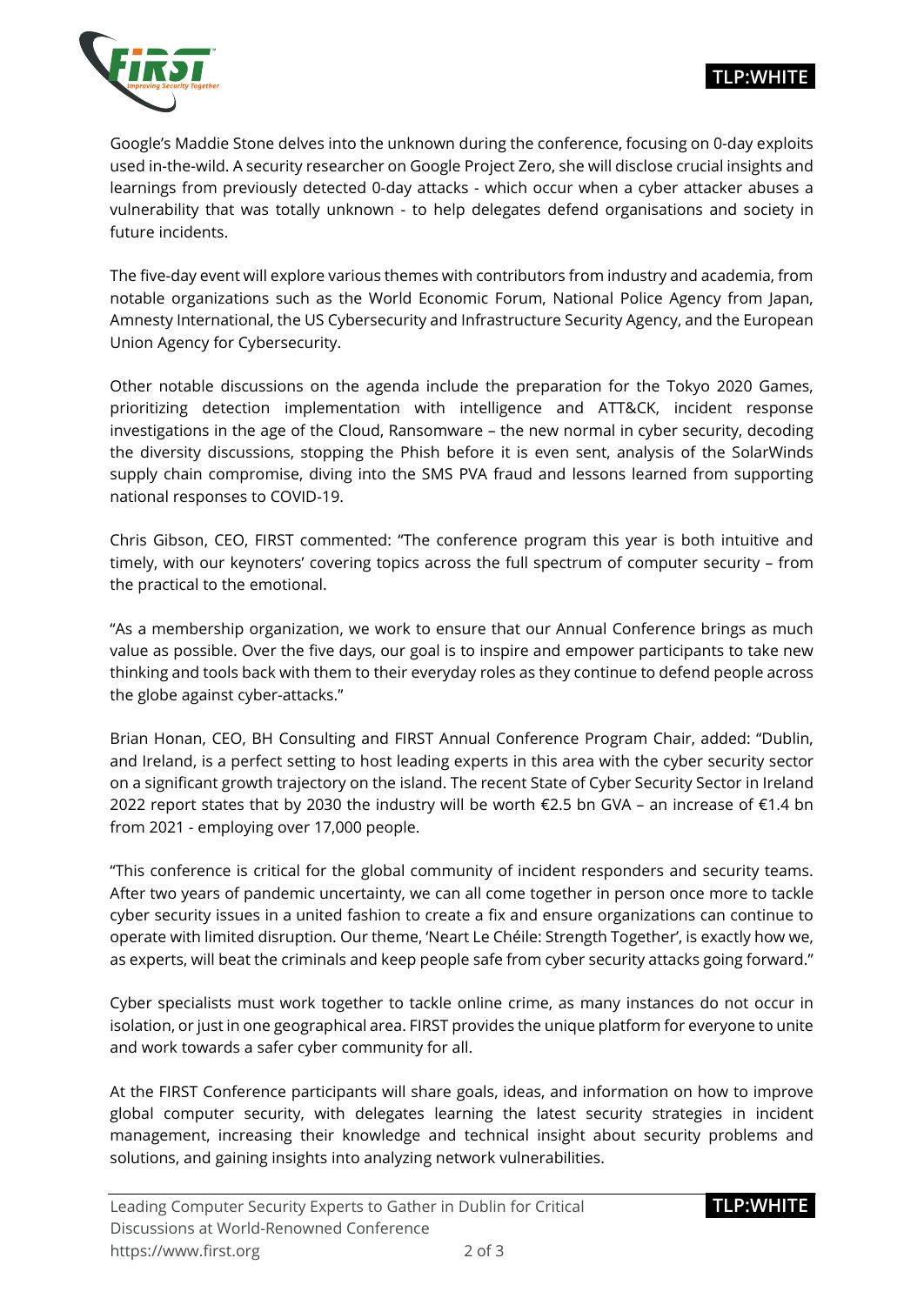Google's Maddie Stone delves into the unknown during the conference, focusing on 0-day exploits used in-the-wild. A security researcher on Google Project Zero, she will disclose crucial insights and learnings from previously detected 0-day attacks - which occur when a cyber attacker abuses a vulnerability that was totally unknown - to help delegates defend organisations and society in future incidents.

The five-day event will explore various themes with contributors from industry and academia, from notable organizations such as the World Economic Forum, National Police Agency from Japan, Amnesty International, the US Cybersecurity and Infrastructure Security Agency, and the European Union Agency for Cybersecurity.

Other notable discussions on the agenda include the preparation for the Tokyo 2020 Games, prioritizing detection implementation with intelligence and ATT&CK, incident response investigations in the age of the Cloud, Ransomware – the new normal in cyber security, decoding the diversity discussions, stopping the Phish before it is even sent, analysis of the SolarWinds supply chain compromise, diving into the SMS PVA fraud and lessons learned from supporting national responses to COVID-19.

Chris Gibson, CEO, FIRST commented: "The conference program this year is both intuitive and timely, with our keynoters' covering topics across the full spectrum of computer security – from the practical to the emotional.

"As a membership organization, we work to ensure that our Annual Conference brings as much value as possible. Over the five days, our goal is to inspire and empower participants to take new thinking and tools back with them to their everyday roles as they continue to defend people across the globe against cyber-attacks."

Brian Honan, CEO, BH Consulting and FIRST Annual Conference Program Chair, added: "Dublin, and Ireland, is a perfect setting to host leading experts in this area with the cyber security sector on a significant growth trajectory on the island. The recent State of Cyber Security Sector in Ireland 2022 report states that by 2030 the industry will be worth €2.5 bn GVA – an increase of €1.4 bn from 2021 - employing over 17,000 people.

"This conference is critical for the global community of incident responders and security teams. After two years of pandemic uncertainty, we can all come together in person once more to tackle cyber security issues in a united fashion to create a fix and ensure organizations can continue to operate with limited disruption. Our theme, 'Neart Le Chéile: Strength Together', is exactly how we, as experts, will beat the criminals and keep people safe from cyber security attacks going forward."

Cyber specialists must work together to tackle online crime, as many instances do not occur in isolation, or just in one geographical area. FIRST provides the unique platform for everyone to unite and work towards a safer cyber community for all.

At the FIRST Conference participants will share goals, ideas, and information on how to improve global computer security, with delegates learning the latest security strategies in incident management, increasing their knowledge and technical insight about security problems and solutions, and gaining insights into analyzing network vulnerabilities.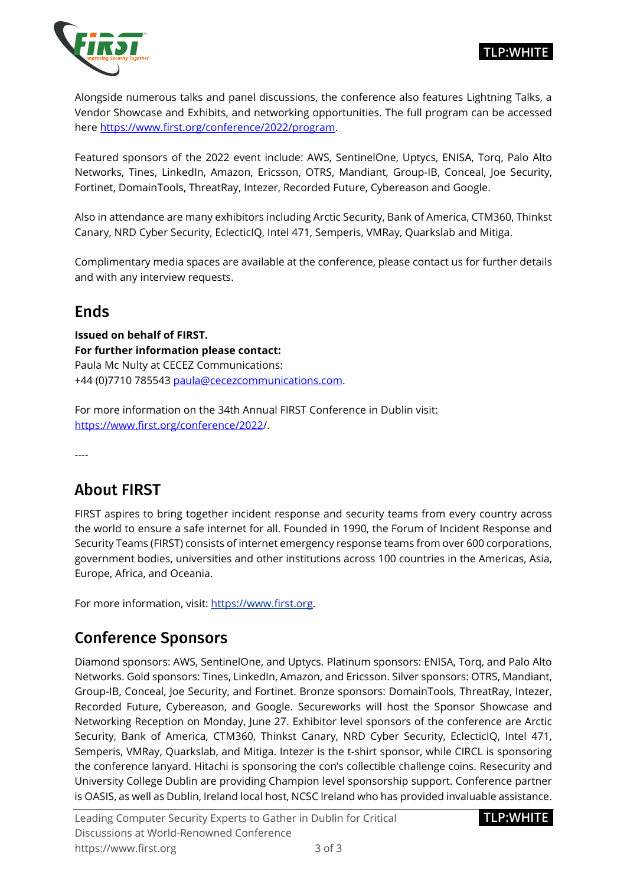Alongside numerous talks and panel discussions, the conference also features Lightning Talks, a Vendor Showcase and Exhibits, and networking opportunities. The full program can be accessed here https://www.first.org/conference/2022/program.

Featured sponsors of the 2022 event include: AWS, SentinelOne, Uptycs, ENISA, Torq, Palo Alto Networks, Tines, LinkedIn, Amazon, Ericsson, OTRS, Mandiant, Group-IB, Conceal, Joe Security, Fortinet, DomainTools, ThreatRay, Intezer, Recorded Future, Cybereason and Google.

Also in attendance are many exhibitors including Arctic Security, Bank of America, CTM360, Thinkst Canary, NRD Cyber Security, EclecticIQ, Intel 471, Semperis, VMRay, Quarkslab and Mitiga.

Complimentary media spaces are available at the conference, please contact us for further details and with any interview requests.

## Ends

**Issued on behalf of FIRST.**
**For further information please contact:**
Paula Mc Nulty at CECEZ Communications:
+44 (0)7710 785543 paula@cecezcommunications.com.

For more information on the 34th Annual FIRST Conference in Dublin visit:
https://www.first.org/conference/2022/.

----

## About FIRST

FIRST aspires to bring together incident response and security teams from every country across the world to ensure a safe internet for all. Founded in 1990, the Forum of Incident Response and Security Teams (FIRST) consists of internet emergency response teams from over 600 corporations, government bodies, universities and other institutions across 100 countries in the Americas, Asia, Europe, Africa, and Oceania.

For more information, visit: https://www.first.org.

## Conference Sponsors

Diamond sponsors: AWS, SentinelOne, and Uptycs. Platinum sponsors: ENISA, Torq, and Palo Alto Networks. Gold sponsors: Tines, LinkedIn, Amazon, and Ericsson. Silver sponsors: OTRS, Mandiant, Group-IB, Conceal, Joe Security, and Fortinet. Bronze sponsors: DomainTools, ThreatRay, Intezer, Recorded Future, Cybereason, and Google. Secureworks will host the Sponsor Showcase and Networking Reception on Monday, June 27. Exhibitor level sponsors of the conference are Arctic Security, Bank of America, CTM360, Thinkst Canary, NRD Cyber Security, EclecticIQ, Intel 471, Semperis, VMRay, Quarkslab, and Mitiga. Intezer is the t-shirt sponsor, while CIRCL is sponsoring the conference lanyard. Hitachi is sponsoring the con's collectible challenge coins. Resecurity and University College Dublin are providing Champion level sponsorship support. Conference partner is OASIS, as well as Dublin, Ireland local host, NCSC Ireland who has provided invaluable assistance.